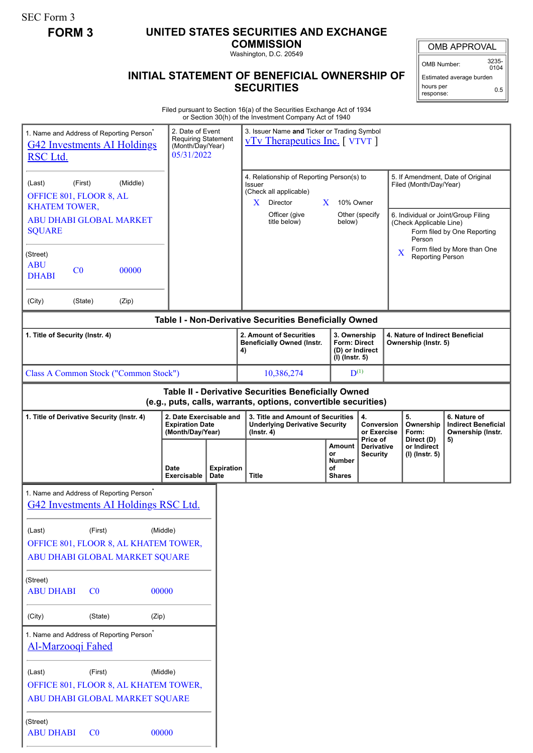SEC Form 3

**FORM 3**

# UNITED STATES SECURITIES AND EXCHANGE COMMISSION

Washington, D.C. 20549

## INITIAL STATEMENT OF BENEFICIAL OWNERSHIP OF SECURITIES

| OMB APPROVAL | |
|---|---|
| OMB Number: | 3235-0104 |
| Estimated average burden | |
| hours per response: | 0.5 |

Filed pursuant to Section 16(a) of the Securities Exchange Act of 1934
or Section 30(h) of the Investment Company Act of 1940

| 1. Name and Address of Reporting Person* | 2. Date of Event Requiring Statement (Month/Day/Year) | 3. Issuer Name and Ticker or Trading Symbol |
|---|---|---|
| G42 Investments AI Holdings RSC Ltd. | 05/31/2022 | vTv Therapeutics Inc. [ VTVT ] |
| (Last) (First) (Middle) | | |
| OFFICE 801, FLOOR 8, AL KHATEM TOWER, | | |
| ABU DHABI GLOBAL MARKET SQUARE | | |
| (Street) | | |
| ABU DHABI C0 00000 | | |
| (City) (State) (Zip) | | |

4. Relationship of Reporting Person(s) to Issuer (Check all applicable)
- X Director
- X 10% Owner
- Officer (give title below)
- Other (specify below)

5. If Amendment, Date of Original Filed (Month/Day/Year)

6. Individual or Joint/Group Filing (Check Applicable Line)
- Form filed by One Reporting Person
- X Form filed by More than One Reporting Person

### Table I - Non-Derivative Securities Beneficially Owned

| 1. Title of Security (Instr. 4) | 2. Amount of Securities Beneficially Owned (Instr. 4) | 3. Ownership Form: Direct (D) or Indirect (I) (Instr. 5) | 4. Nature of Indirect Beneficial Ownership (Instr. 5) |
|---|---|---|---|
| Class A Common Stock ("Common Stock") | 10,386,274 | D[(1)] | |

### Table II - Derivative Securities Beneficially Owned (e.g., puts, calls, warrants, options, convertible securities)

| 1. Title of Derivative Security (Instr. 4) | 2. Date Exercisable and Expiration Date (Month/Day/Year) | | 3. Title and Amount of Securities Underlying Derivative Security (Instr. 4) | | 4. Conversion or Exercise Price of Derivative Security | 5. Ownership Form: Direct (D) or Indirect (I) (Instr. 5) | 6. Nature of Indirect Beneficial Ownership (Instr. 5) |
|---|---|---|---|---|---|---|---|
| | Date Exercisable | Expiration Date | Title | Amount or Number of Shares | | | |

1. Name and Address of Reporting Person*

G42 Investments AI Holdings RSC Ltd.

(Last) (First) (Middle)

OFFICE 801, FLOOR 8, AL KHATEM TOWER,

ABU DHABI GLOBAL MARKET SQUARE

(Street)

ABU DHABI C0 00000

(City) (State) (Zip)

1. Name and Address of Reporting Person*

Al-Marzooqi Fahed

(Last) (First) (Middle)

OFFICE 801, FLOOR 8, AL KHATEM TOWER,

ABU DHABI GLOBAL MARKET SQUARE

(Street)

ABU DHABI C0 00000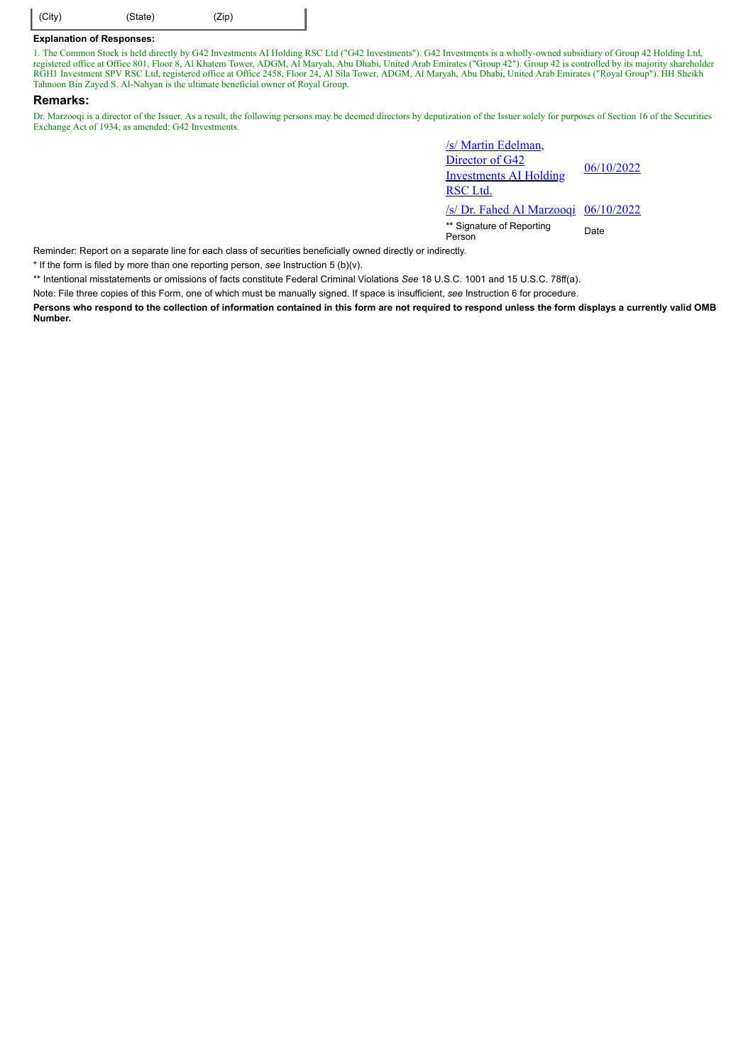| (City) | (State) | (Zip) |
|---|---|---|

**Explanation of Responses:**

1. The Common Stock is held directly by G42 Investments AI Holding RSC Ltd ("G42 Investments"). G42 Investments is a wholly-owned subsidiary of Group 42 Holding Ltd, registered office at Office 801, Floor 8, Al Khatem Tower, ADGM, Al Maryah, Abu Dhabi, United Arab Emirates ("Group 42"). Group 42 is controlled by its majority shareholder RGH1 Investment SPV RSC Ltd, registered office at Office 2458, Floor 24, Al Sila Tower, ADGM, Al Maryah, Abu Dhabi, United Arab Emirates ("Royal Group"). HH Sheikh Tahnoon Bin Zayed S. Al-Nahyan is the ultimate beneficial owner of Royal Group.

## Remarks:

Dr. Marzooqi is a director of the Issuer. As a result, the following persons may be deemed directors by deputization of the Issuer solely for purposes of Section 16 of the Securities Exchange Act of 1934, as amended: G42 Investments.

| | |
|---|---|
| /s/ Martin Edelman, Director of G42 Investments AI Holding RSC Ltd. | 06/10/2022 |
| /s/ Dr. Fahed Al Marzooqi | 06/10/2022 |
| ** Signature of Reporting Person | Date |

Reminder: Report on a separate line for each class of securities beneficially owned directly or indirectly.

* If the form is filed by more than one reporting person, *see* Instruction 5 (b)(v).

** Intentional misstatements or omissions of facts constitute Federal Criminal Violations *See* 18 U.S.C. 1001 and 15 U.S.C. 78ff(a).

Note: File three copies of this Form, one of which must be manually signed. If space is insufficient, *see* Instruction 6 for procedure.

**Persons who respond to the collection of information contained in this form are not required to respond unless the form displays a currently valid OMB Number.**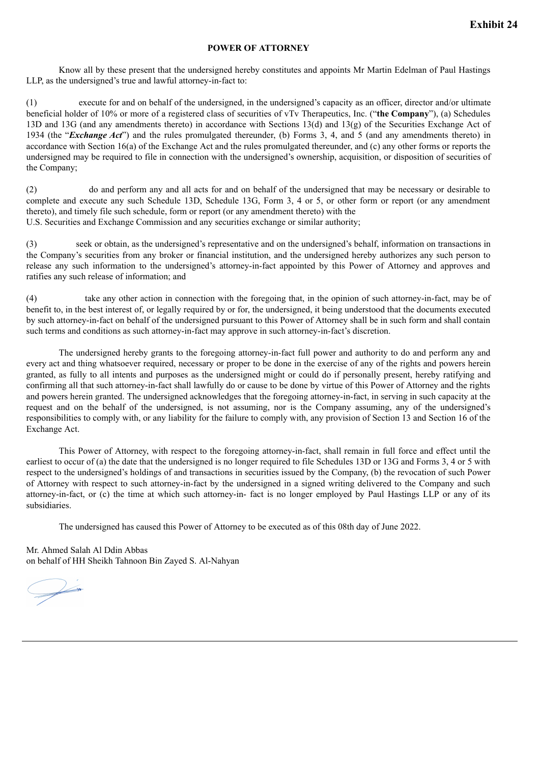**Exhibit 24**

**POWER OF ATTORNEY**

Know all by these present that the undersigned hereby constitutes and appoints Mr Martin Edelman of Paul Hastings LLP, as the undersigned's true and lawful attorney-in-fact to:

(1) execute for and on behalf of the undersigned, in the undersigned's capacity as an officer, director and/or ultimate beneficial holder of 10% or more of a registered class of securities of vTv Therapeutics, Inc. ("**the Company**"), (a) Schedules 13D and 13G (and any amendments thereto) in accordance with Sections 13(d) and 13(g) of the Securities Exchange Act of 1934 (the "***Exchange Act***") and the rules promulgated thereunder, (b) Forms 3, 4, and 5 (and any amendments thereto) in accordance with Section 16(a) of the Exchange Act and the rules promulgated thereunder, and (c) any other forms or reports the undersigned may be required to file in connection with the undersigned's ownership, acquisition, or disposition of securities of the Company;

(2) do and perform any and all acts for and on behalf of the undersigned that may be necessary or desirable to complete and execute any such Schedule 13D, Schedule 13G, Form 3, 4 or 5, or other form or report (or any amendment thereto), and timely file such schedule, form or report (or any amendment thereto) with the U.S. Securities and Exchange Commission and any securities exchange or similar authority;

(3) seek or obtain, as the undersigned's representative and on the undersigned's behalf, information on transactions in the Company's securities from any broker or financial institution, and the undersigned hereby authorizes any such person to release any such information to the undersigned's attorney-in-fact appointed by this Power of Attorney and approves and ratifies any such release of information; and

(4) take any other action in connection with the foregoing that, in the opinion of such attorney-in-fact, may be of benefit to, in the best interest of, or legally required by or for, the undersigned, it being understood that the documents executed by such attorney-in-fact on behalf of the undersigned pursuant to this Power of Attorney shall be in such form and shall contain such terms and conditions as such attorney-in-fact may approve in such attorney-in-fact's discretion.

The undersigned hereby grants to the foregoing attorney-in-fact full power and authority to do and perform any and every act and thing whatsoever required, necessary or proper to be done in the exercise of any of the rights and powers herein granted, as fully to all intents and purposes as the undersigned might or could do if personally present, hereby ratifying and confirming all that such attorney-in-fact shall lawfully do or cause to be done by virtue of this Power of Attorney and the rights and powers herein granted. The undersigned acknowledges that the foregoing attorney-in-fact, in serving in such capacity at the request and on the behalf of the undersigned, is not assuming, nor is the Company assuming, any of the undersigned's responsibilities to comply with, or any liability for the failure to comply with, any provision of Section 13 and Section 16 of the Exchange Act.

This Power of Attorney, with respect to the foregoing attorney-in-fact, shall remain in full force and effect until the earliest to occur of (a) the date that the undersigned is no longer required to file Schedules 13D or 13G and Forms 3, 4 or 5 with respect to the undersigned's holdings of and transactions in securities issued by the Company, (b) the revocation of such Power of Attorney with respect to such attorney-in-fact by the undersigned in a signed writing delivered to the Company and such attorney-in-fact, or (c) the time at which such attorney-in- fact is no longer employed by Paul Hastings LLP or any of its subsidiaries.

The undersigned has caused this Power of Attorney to be executed as of this 08th day of June 2022.

Mr. Ahmed Salah Al Ddin Abbas
on behalf of HH Sheikh Tahnoon Bin Zayed S. Al-Nahyan